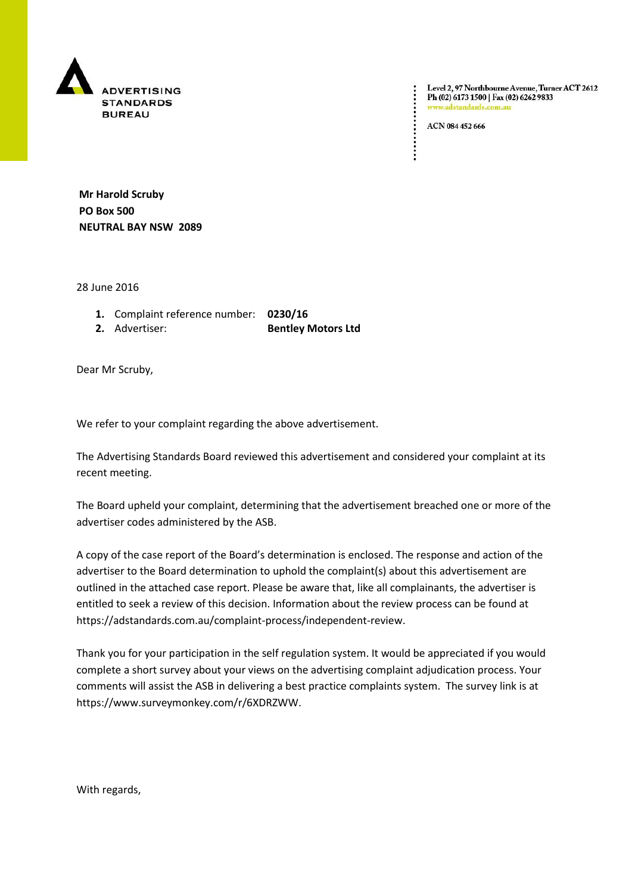ADVERTISING STANDARDS BUREAU

Level 2, 97 Northbourne Avenue, Turner ACT 2612
Ph (02) 6173 1500 | Fax (02) 6262 9833
www.adstandards.com.au

ACN 084 452 666

**Mr Harold Scruby**
**PO Box 500**
**NEUTRAL BAY NSW 2089**

28 June 2016

1. Complaint reference number: **0230/16**
2. Advertiser: **Bentley Motors Ltd**

Dear Mr Scruby,

We refer to your complaint regarding the above advertisement.

The Advertising Standards Board reviewed this advertisement and considered your complaint at its recent meeting.

The Board upheld your complaint, determining that the advertisement breached one or more of the advertiser codes administered by the ASB.

A copy of the case report of the Board's determination is enclosed. The response and action of the advertiser to the Board determination to uphold the complaint(s) about this advertisement are outlined in the attached case report. Please be aware that, like all complainants, the advertiser is entitled to seek a review of this decision. Information about the review process can be found at https://adstandards.com.au/complaint-process/independent-review.

Thank you for your participation in the self regulation system. It would be appreciated if you would complete a short survey about your views on the advertising complaint adjudication process. Your comments will assist the ASB in delivering a best practice complaints system. The survey link is at https://www.surveymonkey.com/r/6XDRZWW.

With regards,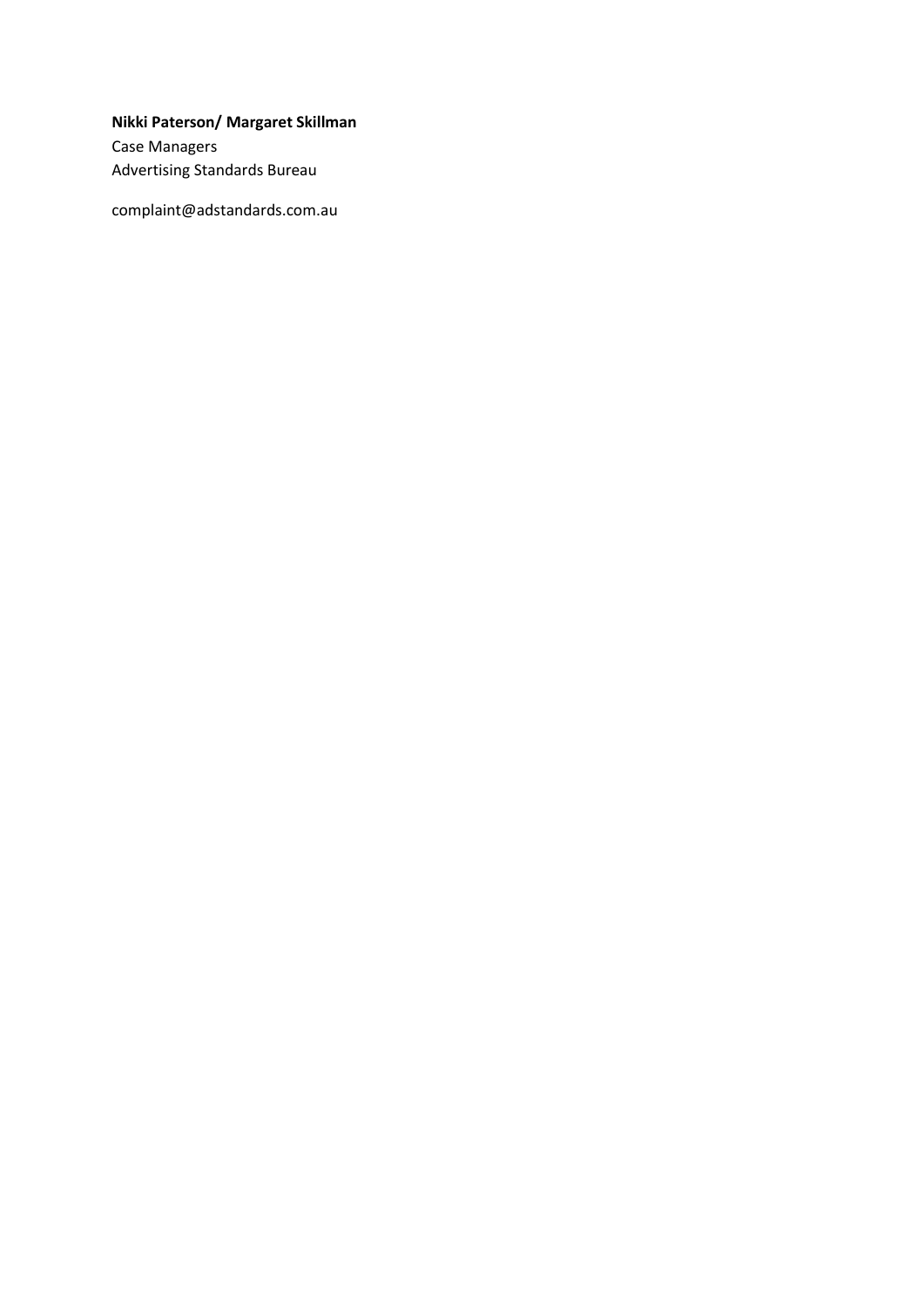**Nikki Paterson/ Margaret Skillman**
Case Managers
Advertising Standards Bureau

complaint@adstandards.com.au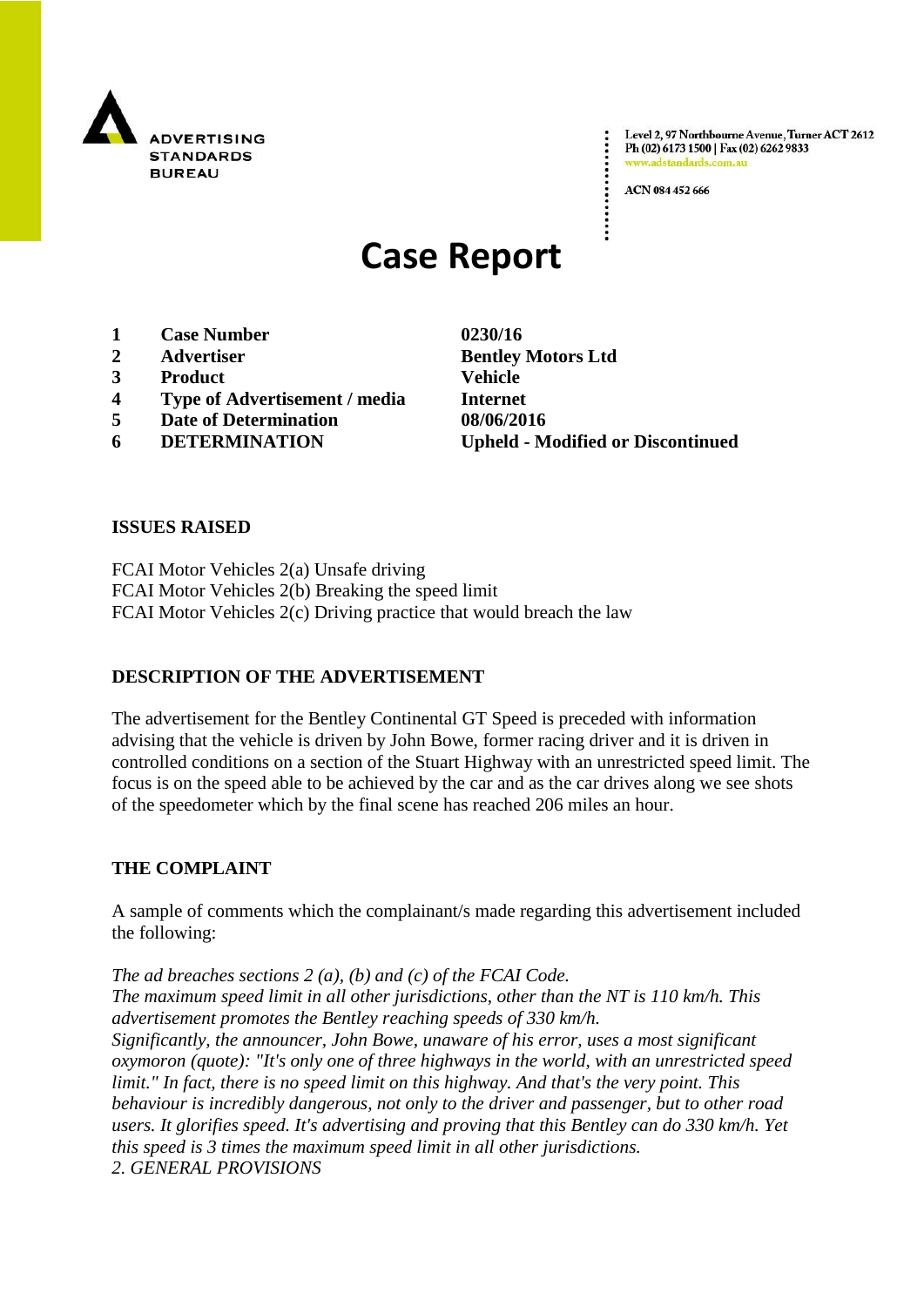ADVERTISING STANDARDS BUREAU

Level 2, 97 Northbourne Avenue, Turner ACT 2612
Ph (02) 6173 1500 | Fax (02) 6262 9833
www.adstandards.com.au

ACN 084 452 666

# Case Report

| | | |
|---|---|---|
| **1** | **Case Number** | **0230/16** |
| **2** | **Advertiser** | **Bentley Motors Ltd** |
| **3** | **Product** | **Vehicle** |
| **4** | **Type of Advertisement / media** | **Internet** |
| **5** | **Date of Determination** | **08/06/2016** |
| **6** | **DETERMINATION** | **Upheld - Modified or Discontinued** |

## ISSUES RAISED

FCAI Motor Vehicles 2(a) Unsafe driving
FCAI Motor Vehicles 2(b) Breaking the speed limit
FCAI Motor Vehicles 2(c) Driving practice that would breach the law

## DESCRIPTION OF THE ADVERTISEMENT

The advertisement for the Bentley Continental GT Speed is preceded with information advising that the vehicle is driven by John Bowe, former racing driver and it is driven in controlled conditions on a section of the Stuart Highway with an unrestricted speed limit. The focus is on the speed able to be achieved by the car and as the car drives along we see shots of the speedometer which by the final scene has reached 206 miles an hour.

## THE COMPLAINT

A sample of comments which the complainant/s made regarding this advertisement included the following:

*The ad breaches sections 2 (a), (b) and (c) of the FCAI Code.*
*The maximum speed limit in all other jurisdictions, other than the NT is 110 km/h. This advertisement promotes the Bentley reaching speeds of 330 km/h.*
*Significantly, the announcer, John Bowe, unaware of his error, uses a most significant oxymoron (quote): "It's only one of three highways in the world, with an unrestricted speed limit." In fact, there is no speed limit on this highway. And that's the very point. This behaviour is incredibly dangerous, not only to the driver and passenger, but to other road users. It glorifies speed. It's advertising and proving that this Bentley can do 330 km/h. Yet this speed is 3 times the maximum speed limit in all other jurisdictions.*
*2. GENERAL PROVISIONS*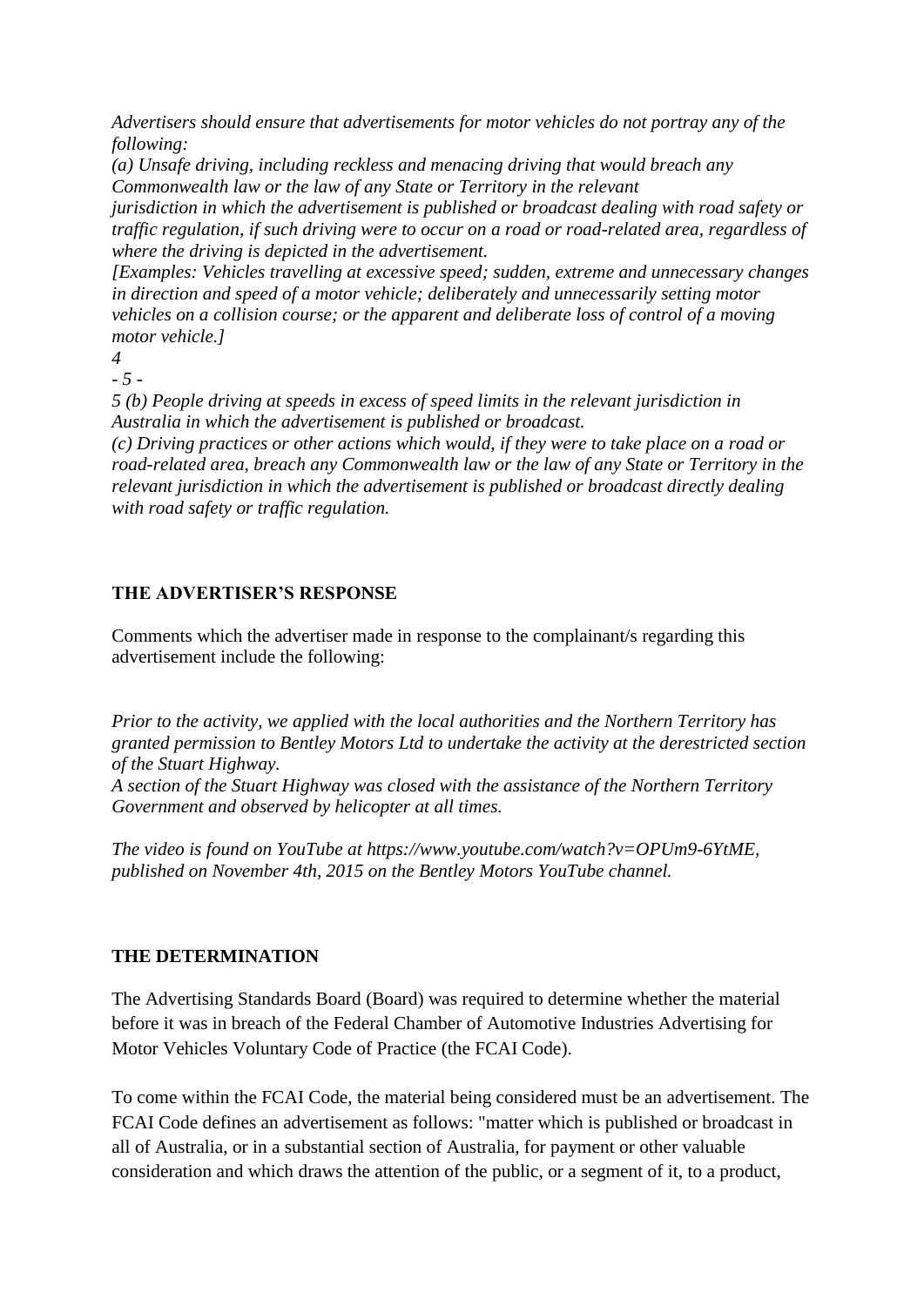*Advertisers should ensure that advertisements for motor vehicles do not portray any of the following:*
*(a) Unsafe driving, including reckless and menacing driving that would breach any Commonwealth law or the law of any State or Territory in the relevant jurisdiction in which the advertisement is published or broadcast dealing with road safety or traffic regulation, if such driving were to occur on a road or road-related area, regardless of where the driving is depicted in the advertisement.*
*[Examples: Vehicles travelling at excessive speed; sudden, extreme and unnecessary changes in direction and speed of a motor vehicle; deliberately and unnecessarily setting motor vehicles on a collision course; or the apparent and deliberate loss of control of a moving motor vehicle.]*
*4*
*- 5 -*
*5 (b) People driving at speeds in excess of speed limits in the relevant jurisdiction in Australia in which the advertisement is published or broadcast.*
*(c) Driving practices or other actions which would, if they were to take place on a road or road-related area, breach any Commonwealth law or the law of any State or Territory in the relevant jurisdiction in which the advertisement is published or broadcast directly dealing with road safety or traffic regulation.*

## THE ADVERTISER'S RESPONSE

Comments which the advertiser made in response to the complainant/s regarding this advertisement include the following:

*Prior to the activity, we applied with the local authorities and the Northern Territory has granted permission to Bentley Motors Ltd to undertake the activity at the derestricted section of the Stuart Highway.*
*A section of the Stuart Highway was closed with the assistance of the Northern Territory Government and observed by helicopter at all times.*

*The video is found on YouTube at https://www.youtube.com/watch?v=OPUm9-6YtME, published on November 4th, 2015 on the Bentley Motors YouTube channel.*

## THE DETERMINATION

The Advertising Standards Board (Board) was required to determine whether the material before it was in breach of the Federal Chamber of Automotive Industries Advertising for Motor Vehicles Voluntary Code of Practice (the FCAI Code).

To come within the FCAI Code, the material being considered must be an advertisement. The FCAI Code defines an advertisement as follows: "matter which is published or broadcast in all of Australia, or in a substantial section of Australia, for payment or other valuable consideration and which draws the attention of the public, or a segment of it, to a product,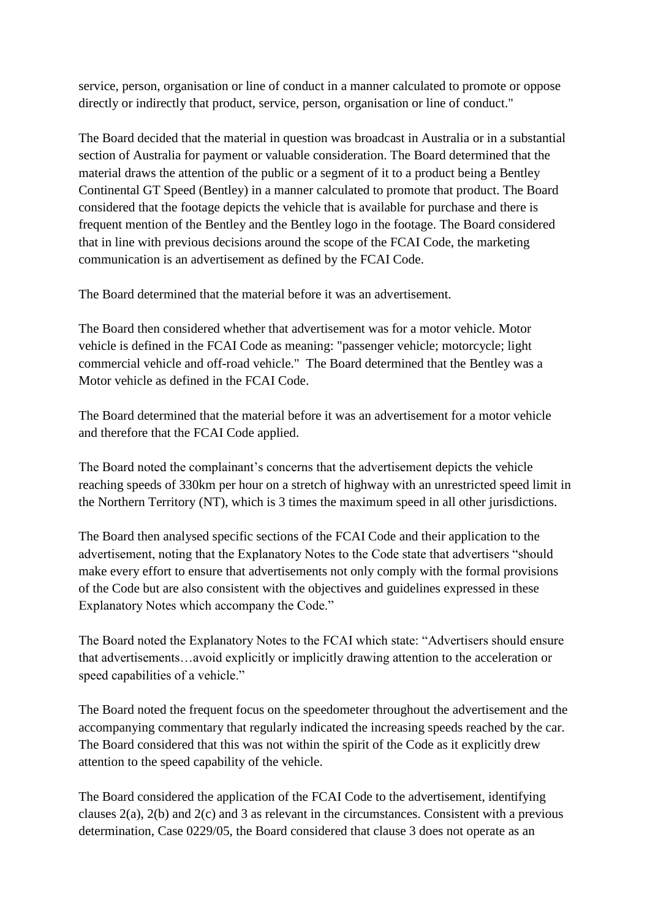service, person, organisation or line of conduct in a manner calculated to promote or oppose directly or indirectly that product, service, person, organisation or line of conduct."

The Board decided that the material in question was broadcast in Australia or in a substantial section of Australia for payment or valuable consideration. The Board determined that the material draws the attention of the public or a segment of it to a product being a Bentley Continental GT Speed (Bentley) in a manner calculated to promote that product. The Board considered that the footage depicts the vehicle that is available for purchase and there is frequent mention of the Bentley and the Bentley logo in the footage. The Board considered that in line with previous decisions around the scope of the FCAI Code, the marketing communication is an advertisement as defined by the FCAI Code.

The Board determined that the material before it was an advertisement.

The Board then considered whether that advertisement was for a motor vehicle. Motor vehicle is defined in the FCAI Code as meaning: "passenger vehicle; motorcycle; light commercial vehicle and off-road vehicle." The Board determined that the Bentley was a Motor vehicle as defined in the FCAI Code.

The Board determined that the material before it was an advertisement for a motor vehicle and therefore that the FCAI Code applied.

The Board noted the complainant's concerns that the advertisement depicts the vehicle reaching speeds of 330km per hour on a stretch of highway with an unrestricted speed limit in the Northern Territory (NT), which is 3 times the maximum speed in all other jurisdictions.

The Board then analysed specific sections of the FCAI Code and their application to the advertisement, noting that the Explanatory Notes to the Code state that advertisers "should make every effort to ensure that advertisements not only comply with the formal provisions of the Code but are also consistent with the objectives and guidelines expressed in these Explanatory Notes which accompany the Code."

The Board noted the Explanatory Notes to the FCAI which state: "Advertisers should ensure that advertisements…avoid explicitly or implicitly drawing attention to the acceleration or speed capabilities of a vehicle."

The Board noted the frequent focus on the speedometer throughout the advertisement and the accompanying commentary that regularly indicated the increasing speeds reached by the car. The Board considered that this was not within the spirit of the Code as it explicitly drew attention to the speed capability of the vehicle.

The Board considered the application of the FCAI Code to the advertisement, identifying clauses 2(a), 2(b) and 2(c) and 3 as relevant in the circumstances. Consistent with a previous determination, Case 0229/05, the Board considered that clause 3 does not operate as an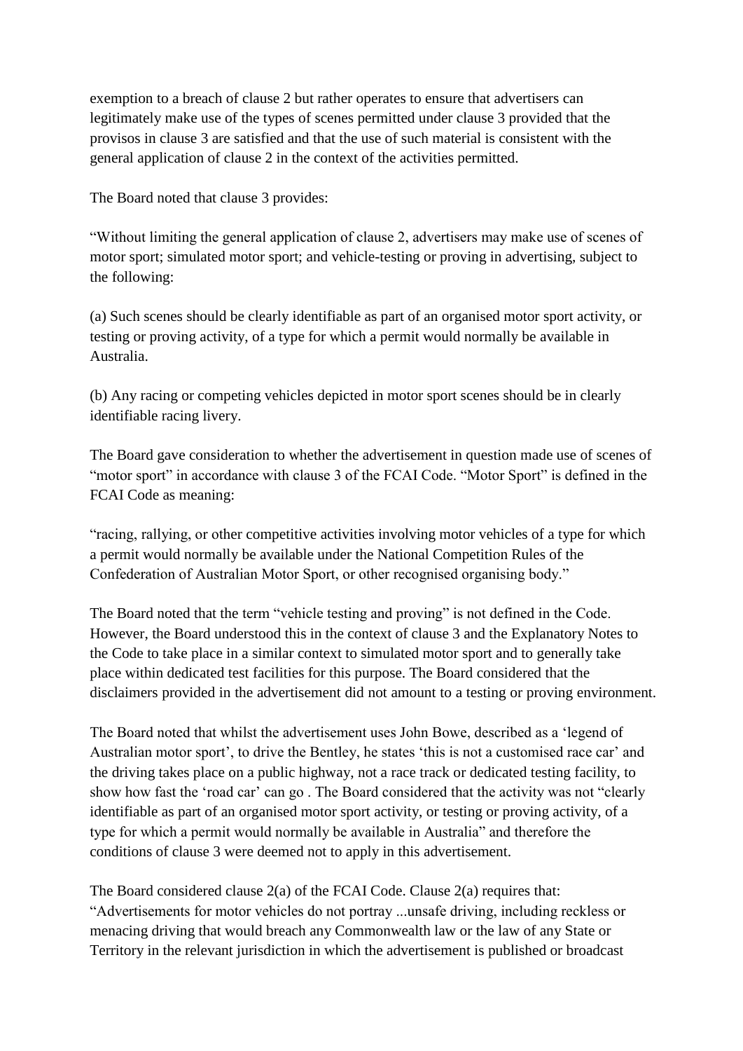exemption to a breach of clause 2 but rather operates to ensure that advertisers can legitimately make use of the types of scenes permitted under clause 3 provided that the provisos in clause 3 are satisfied and that the use of such material is consistent with the general application of clause 2 in the context of the activities permitted.

The Board noted that clause 3 provides:

"Without limiting the general application of clause 2, advertisers may make use of scenes of motor sport; simulated motor sport; and vehicle-testing or proving in advertising, subject to the following:

(a) Such scenes should be clearly identifiable as part of an organised motor sport activity, or testing or proving activity, of a type for which a permit would normally be available in Australia.

(b) Any racing or competing vehicles depicted in motor sport scenes should be in clearly identifiable racing livery.

The Board gave consideration to whether the advertisement in question made use of scenes of "motor sport" in accordance with clause 3 of the FCAI Code. "Motor Sport" is defined in the FCAI Code as meaning:

"racing, rallying, or other competitive activities involving motor vehicles of a type for which a permit would normally be available under the National Competition Rules of the Confederation of Australian Motor Sport, or other recognised organising body."

The Board noted that the term "vehicle testing and proving" is not defined in the Code. However, the Board understood this in the context of clause 3 and the Explanatory Notes to the Code to take place in a similar context to simulated motor sport and to generally take place within dedicated test facilities for this purpose. The Board considered that the disclaimers provided in the advertisement did not amount to a testing or proving environment.

The Board noted that whilst the advertisement uses John Bowe, described as a 'legend of Australian motor sport', to drive the Bentley, he states 'this is not a customised race car' and the driving takes place on a public highway, not a race track or dedicated testing facility, to show how fast the 'road car' can go . The Board considered that the activity was not "clearly identifiable as part of an organised motor sport activity, or testing or proving activity, of a type for which a permit would normally be available in Australia" and therefore the conditions of clause 3 were deemed not to apply in this advertisement.

The Board considered clause 2(a) of the FCAI Code. Clause 2(a) requires that: "Advertisements for motor vehicles do not portray ...unsafe driving, including reckless or menacing driving that would breach any Commonwealth law or the law of any State or Territory in the relevant jurisdiction in which the advertisement is published or broadcast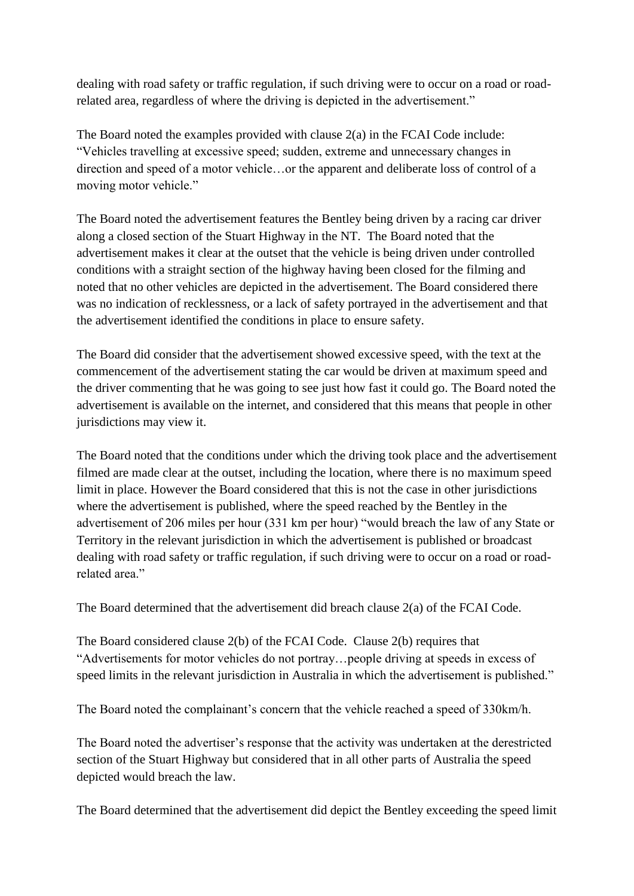dealing with road safety or traffic regulation, if such driving were to occur on a road or road-related area, regardless of where the driving is depicted in the advertisement."

The Board noted the examples provided with clause 2(a) in the FCAI Code include: "Vehicles travelling at excessive speed; sudden, extreme and unnecessary changes in direction and speed of a motor vehicle…or the apparent and deliberate loss of control of a moving motor vehicle."

The Board noted the advertisement features the Bentley being driven by a racing car driver along a closed section of the Stuart Highway in the NT. The Board noted that the advertisement makes it clear at the outset that the vehicle is being driven under controlled conditions with a straight section of the highway having been closed for the filming and noted that no other vehicles are depicted in the advertisement. The Board considered there was no indication of recklessness, or a lack of safety portrayed in the advertisement and that the advertisement identified the conditions in place to ensure safety.

The Board did consider that the advertisement showed excessive speed, with the text at the commencement of the advertisement stating the car would be driven at maximum speed and the driver commenting that he was going to see just how fast it could go. The Board noted the advertisement is available on the internet, and considered that this means that people in other jurisdictions may view it.

The Board noted that the conditions under which the driving took place and the advertisement filmed are made clear at the outset, including the location, where there is no maximum speed limit in place. However the Board considered that this is not the case in other jurisdictions where the advertisement is published, where the speed reached by the Bentley in the advertisement of 206 miles per hour (331 km per hour) "would breach the law of any State or Territory in the relevant jurisdiction in which the advertisement is published or broadcast dealing with road safety or traffic regulation, if such driving were to occur on a road or road-related area."

The Board determined that the advertisement did breach clause 2(a) of the FCAI Code.

The Board considered clause 2(b) of the FCAI Code. Clause 2(b) requires that "Advertisements for motor vehicles do not portray…people driving at speeds in excess of speed limits in the relevant jurisdiction in Australia in which the advertisement is published."

The Board noted the complainant's concern that the vehicle reached a speed of 330km/h.

The Board noted the advertiser's response that the activity was undertaken at the derestricted section of the Stuart Highway but considered that in all other parts of Australia the speed depicted would breach the law.

The Board determined that the advertisement did depict the Bentley exceeding the speed limit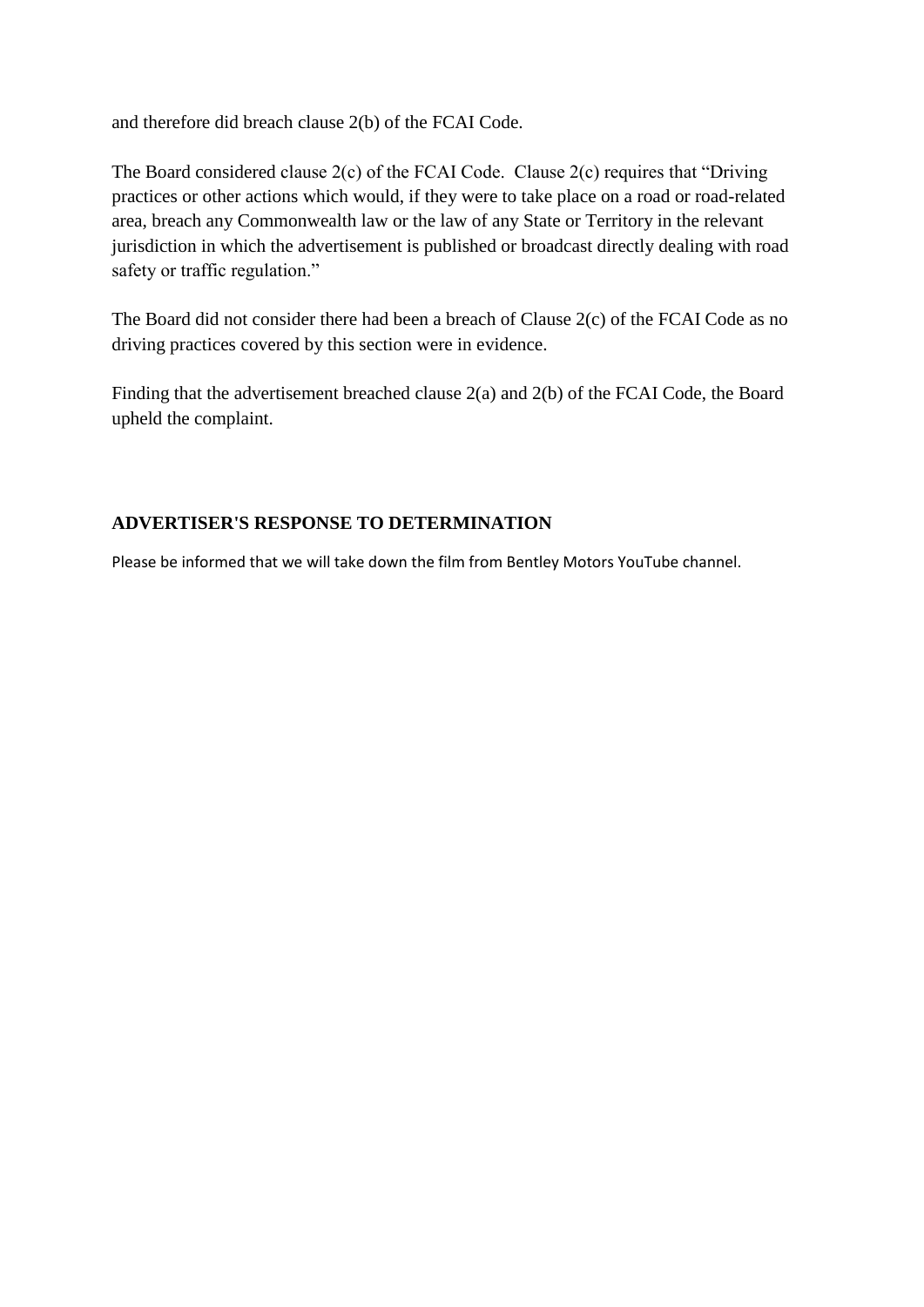and therefore did breach clause 2(b) of the FCAI Code.

The Board considered clause 2(c) of the FCAI Code. Clause 2(c) requires that "Driving practices or other actions which would, if they were to take place on a road or road-related area, breach any Commonwealth law or the law of any State or Territory in the relevant jurisdiction in which the advertisement is published or broadcast directly dealing with road safety or traffic regulation."

The Board did not consider there had been a breach of Clause 2(c) of the FCAI Code as no driving practices covered by this section were in evidence.

Finding that the advertisement breached clause 2(a) and 2(b) of the FCAI Code, the Board upheld the complaint.

## ADVERTISER'S RESPONSE TO DETERMINATION

Please be informed that we will take down the film from Bentley Motors YouTube channel.